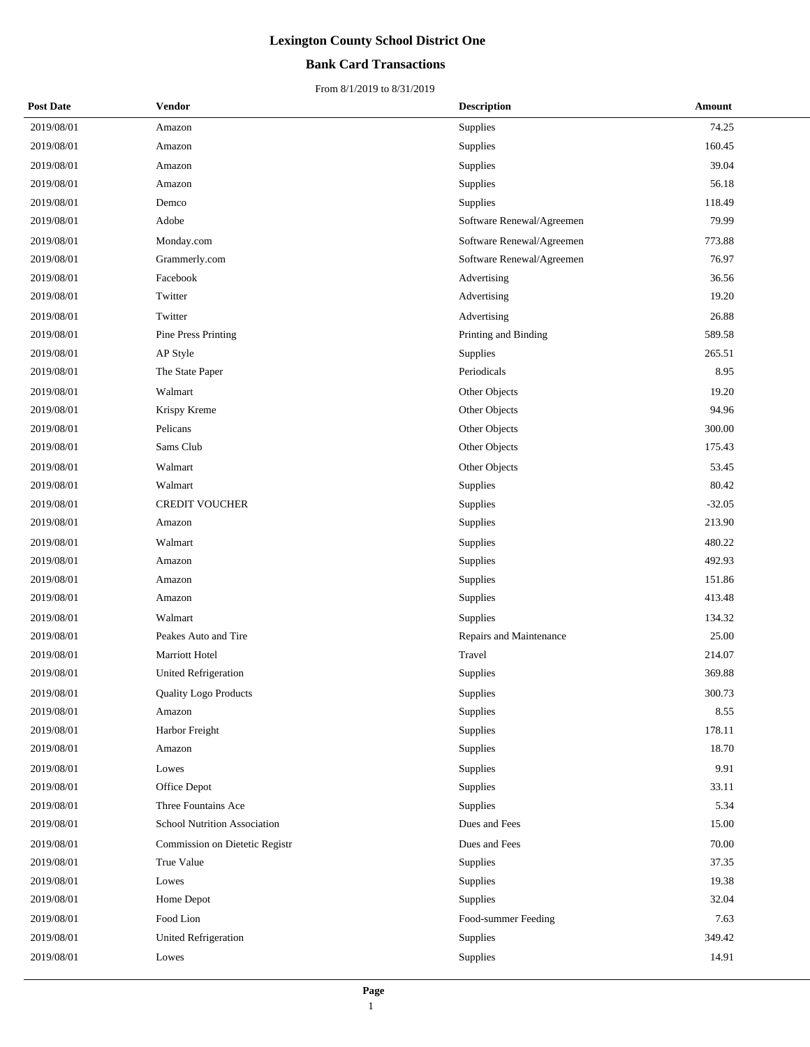# Lexington County School District One

## Bank Card Transactions

From 8/1/2019 to 8/31/2019

| Post Date | Vendor | Description | Amount |
| --- | --- | --- | --- |
| 2019/08/01 | Amazon | Supplies | 74.25 |
| 2019/08/01 | Amazon | Supplies | 160.45 |
| 2019/08/01 | Amazon | Supplies | 39.04 |
| 2019/08/01 | Amazon | Supplies | 56.18 |
| 2019/08/01 | Demco | Supplies | 118.49 |
| 2019/08/01 | Adobe | Software Renewal/Agreemen | 79.99 |
| 2019/08/01 | Monday.com | Software Renewal/Agreemen | 773.88 |
| 2019/08/01 | Grammerly.com | Software Renewal/Agreemen | 76.97 |
| 2019/08/01 | Facebook | Advertising | 36.56 |
| 2019/08/01 | Twitter | Advertising | 19.20 |
| 2019/08/01 | Twitter | Advertising | 26.88 |
| 2019/08/01 | Pine Press Printing | Printing and Binding | 589.58 |
| 2019/08/01 | AP Style | Supplies | 265.51 |
| 2019/08/01 | The State Paper | Periodicals | 8.95 |
| 2019/08/01 | Walmart | Other Objects | 19.20 |
| 2019/08/01 | Krispy Kreme | Other Objects | 94.96 |
| 2019/08/01 | Pelicans | Other Objects | 300.00 |
| 2019/08/01 | Sams Club | Other Objects | 175.43 |
| 2019/08/01 | Walmart | Other Objects | 53.45 |
| 2019/08/01 | Walmart | Supplies | 80.42 |
| 2019/08/01 | CREDIT VOUCHER | Supplies | -32.05 |
| 2019/08/01 | Amazon | Supplies | 213.90 |
| 2019/08/01 | Walmart | Supplies | 480.22 |
| 2019/08/01 | Amazon | Supplies | 492.93 |
| 2019/08/01 | Amazon | Supplies | 151.86 |
| 2019/08/01 | Amazon | Supplies | 413.48 |
| 2019/08/01 | Walmart | Supplies | 134.32 |
| 2019/08/01 | Peakes Auto and Tire | Repairs and Maintenance | 25.00 |
| 2019/08/01 | Marriott Hotel | Travel | 214.07 |
| 2019/08/01 | United Refrigeration | Supplies | 369.88 |
| 2019/08/01 | Quality Logo Products | Supplies | 300.73 |
| 2019/08/01 | Amazon | Supplies | 8.55 |
| 2019/08/01 | Harbor Freight | Supplies | 178.11 |
| 2019/08/01 | Amazon | Supplies | 18.70 |
| 2019/08/01 | Lowes | Supplies | 9.91 |
| 2019/08/01 | Office Depot | Supplies | 33.11 |
| 2019/08/01 | Three Fountains Ace | Supplies | 5.34 |
| 2019/08/01 | School Nutrition Association | Dues and Fees | 15.00 |
| 2019/08/01 | Commission on Dietetic Registr | Dues and Fees | 70.00 |
| 2019/08/01 | True Value | Supplies | 37.35 |
| 2019/08/01 | Lowes | Supplies | 19.38 |
| 2019/08/01 | Home Depot | Supplies | 32.04 |
| 2019/08/01 | Food Lion | Food-summer Feeding | 7.63 |
| 2019/08/01 | United Refrigeration | Supplies | 349.42 |
| 2019/08/01 | Lowes | Supplies | 14.91 |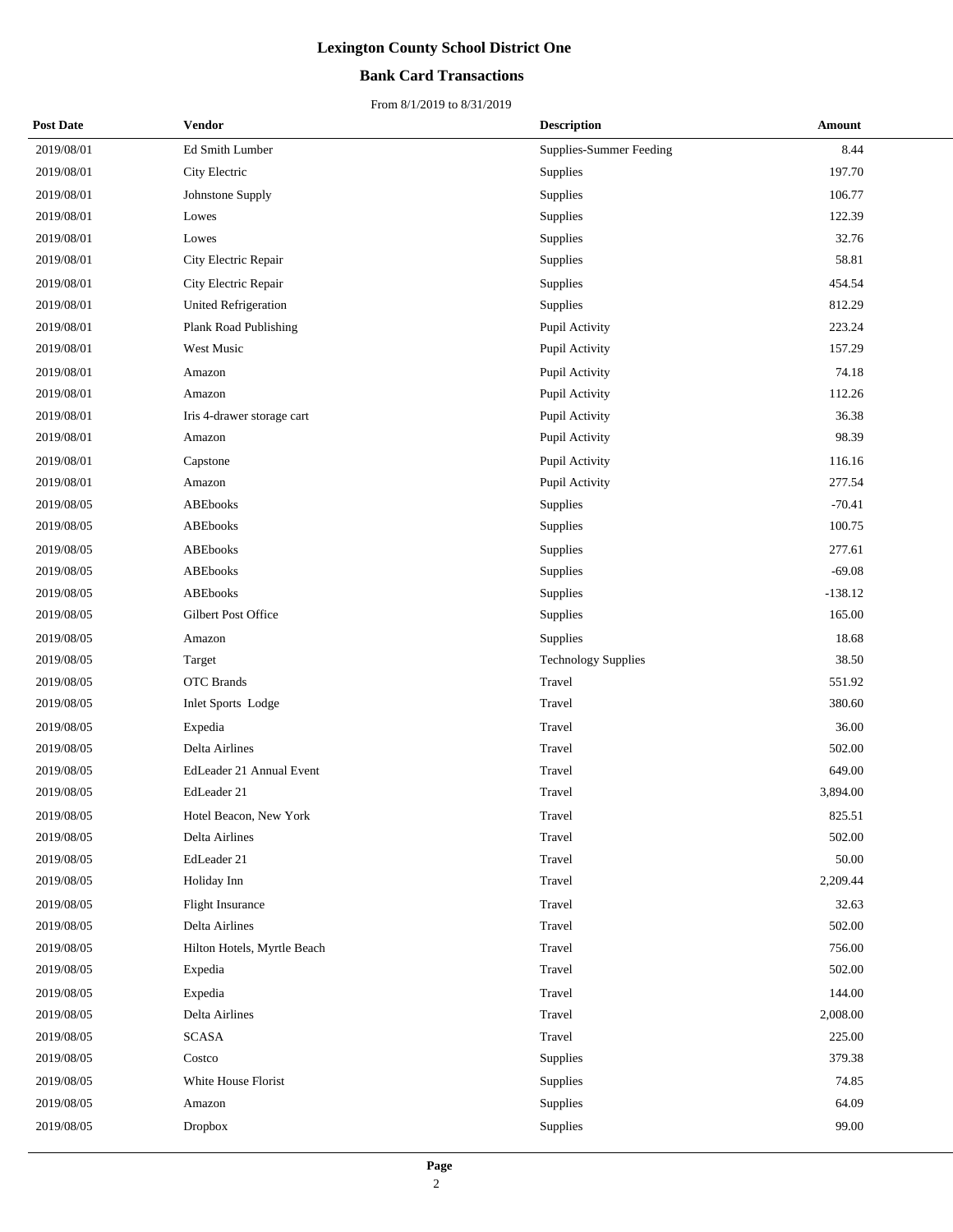# Lexington County School District One

## Bank Card Transactions

From 8/1/2019 to 8/31/2019

| Post Date | Vendor | Description | Amount |
|---|---|---|---|
| 2019/08/01 | Ed Smith Lumber | Supplies-Summer Feeding | 8.44 |
| 2019/08/01 | City Electric | Supplies | 197.70 |
| 2019/08/01 | Johnstone Supply | Supplies | 106.77 |
| 2019/08/01 | Lowes | Supplies | 122.39 |
| 2019/08/01 | Lowes | Supplies | 32.76 |
| 2019/08/01 | City Electric Repair | Supplies | 58.81 |
| 2019/08/01 | City Electric Repair | Supplies | 454.54 |
| 2019/08/01 | United Refrigeration | Supplies | 812.29 |
| 2019/08/01 | Plank Road Publishing | Pupil Activity | 223.24 |
| 2019/08/01 | West Music | Pupil Activity | 157.29 |
| 2019/08/01 | Amazon | Pupil Activity | 74.18 |
| 2019/08/01 | Amazon | Pupil Activity | 112.26 |
| 2019/08/01 | Iris 4-drawer storage cart | Pupil Activity | 36.38 |
| 2019/08/01 | Amazon | Pupil Activity | 98.39 |
| 2019/08/01 | Capstone | Pupil Activity | 116.16 |
| 2019/08/01 | Amazon | Pupil Activity | 277.54 |
| 2019/08/05 | ABEbooks | Supplies | -70.41 |
| 2019/08/05 | ABEbooks | Supplies | 100.75 |
| 2019/08/05 | ABEbooks | Supplies | 277.61 |
| 2019/08/05 | ABEbooks | Supplies | -69.08 |
| 2019/08/05 | ABEbooks | Supplies | -138.12 |
| 2019/08/05 | Gilbert Post Office | Supplies | 165.00 |
| 2019/08/05 | Amazon | Supplies | 18.68 |
| 2019/08/05 | Target | Technology Supplies | 38.50 |
| 2019/08/05 | OTC Brands | Travel | 551.92 |
| 2019/08/05 | Inlet Sports Lodge | Travel | 380.60 |
| 2019/08/05 | Expedia | Travel | 36.00 |
| 2019/08/05 | Delta Airlines | Travel | 502.00 |
| 2019/08/05 | EdLeader 21 Annual Event | Travel | 649.00 |
| 2019/08/05 | EdLeader 21 | Travel | 3,894.00 |
| 2019/08/05 | Hotel Beacon, New York | Travel | 825.51 |
| 2019/08/05 | Delta Airlines | Travel | 502.00 |
| 2019/08/05 | EdLeader 21 | Travel | 50.00 |
| 2019/08/05 | Holiday Inn | Travel | 2,209.44 |
| 2019/08/05 | Flight Insurance | Travel | 32.63 |
| 2019/08/05 | Delta Airlines | Travel | 502.00 |
| 2019/08/05 | Hilton Hotels, Myrtle Beach | Travel | 756.00 |
| 2019/08/05 | Expedia | Travel | 502.00 |
| 2019/08/05 | Expedia | Travel | 144.00 |
| 2019/08/05 | Delta Airlines | Travel | 2,008.00 |
| 2019/08/05 | SCASA | Travel | 225.00 |
| 2019/08/05 | Costco | Supplies | 379.38 |
| 2019/08/05 | White House Florist | Supplies | 74.85 |
| 2019/08/05 | Amazon | Supplies | 64.09 |
| 2019/08/05 | Dropbox | Supplies | 99.00 |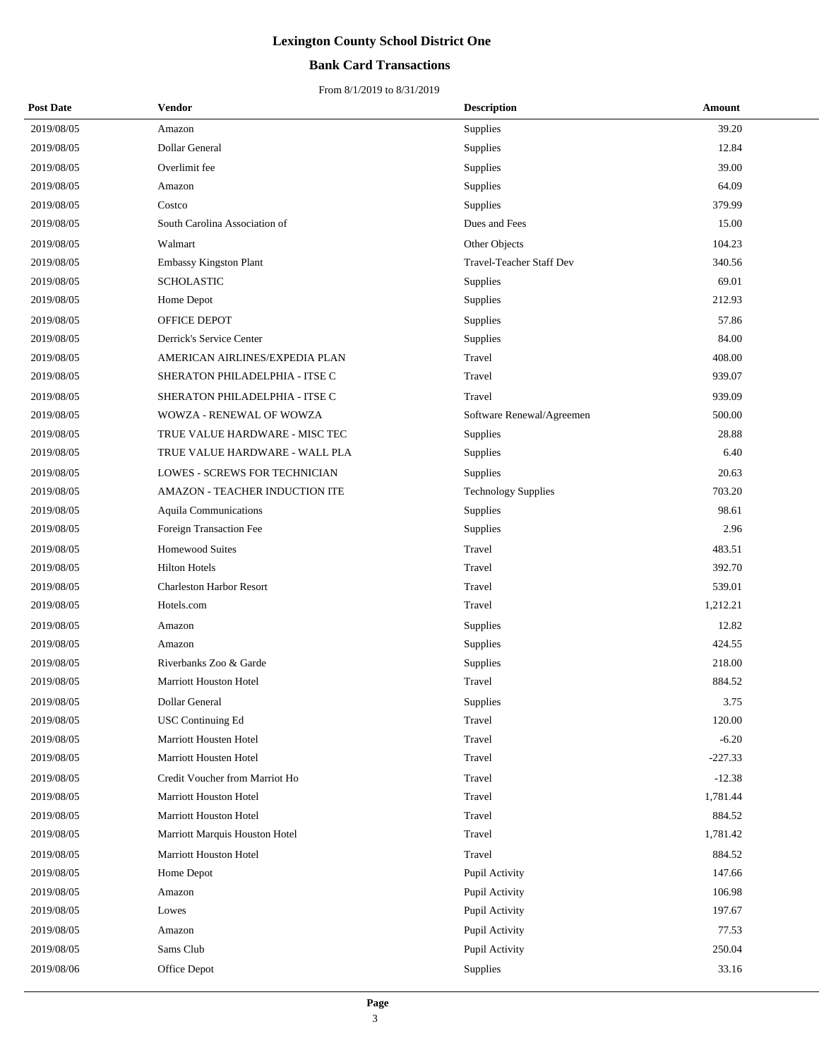# Lexington County School District One

## Bank Card Transactions

From 8/1/2019 to 8/31/2019

| Post Date | Vendor | Description | Amount |
|---|---|---|---|
| 2019/08/05 | Amazon | Supplies | 39.20 |
| 2019/08/05 | Dollar General | Supplies | 12.84 |
| 2019/08/05 | Overlimit fee | Supplies | 39.00 |
| 2019/08/05 | Amazon | Supplies | 64.09 |
| 2019/08/05 | Costco | Supplies | 379.99 |
| 2019/08/05 | South Carolina Association of | Dues and Fees | 15.00 |
| 2019/08/05 | Walmart | Other Objects | 104.23 |
| 2019/08/05 | Embassy Kingston Plant | Travel-Teacher Staff Dev | 340.56 |
| 2019/08/05 | SCHOLASTIC | Supplies | 69.01 |
| 2019/08/05 | Home Depot | Supplies | 212.93 |
| 2019/08/05 | OFFICE DEPOT | Supplies | 57.86 |
| 2019/08/05 | Derrick's Service Center | Supplies | 84.00 |
| 2019/08/05 | AMERICAN AIRLINES/EXPEDIA PLAN | Travel | 408.00 |
| 2019/08/05 | SHERATON PHILADELPHIA - ITSE C | Travel | 939.07 |
| 2019/08/05 | SHERATON PHILADELPHIA - ITSE C | Travel | 939.09 |
| 2019/08/05 | WOWZA - RENEWAL OF WOWZA | Software Renewal/Agreemen | 500.00 |
| 2019/08/05 | TRUE VALUE HARDWARE - MISC TEC | Supplies | 28.88 |
| 2019/08/05 | TRUE VALUE HARDWARE - WALL PLA | Supplies | 6.40 |
| 2019/08/05 | LOWES - SCREWS FOR TECHNICIAN | Supplies | 20.63 |
| 2019/08/05 | AMAZON - TEACHER INDUCTION ITE | Technology Supplies | 703.20 |
| 2019/08/05 | Aquila Communications | Supplies | 98.61 |
| 2019/08/05 | Foreign Transaction Fee | Supplies | 2.96 |
| 2019/08/05 | Homewood Suites | Travel | 483.51 |
| 2019/08/05 | Hilton Hotels | Travel | 392.70 |
| 2019/08/05 | Charleston Harbor Resort | Travel | 539.01 |
| 2019/08/05 | Hotels.com | Travel | 1,212.21 |
| 2019/08/05 | Amazon | Supplies | 12.82 |
| 2019/08/05 | Amazon | Supplies | 424.55 |
| 2019/08/05 | Riverbanks Zoo & Garde | Supplies | 218.00 |
| 2019/08/05 | Marriott Houston Hotel | Travel | 884.52 |
| 2019/08/05 | Dollar General | Supplies | 3.75 |
| 2019/08/05 | USC Continuing Ed | Travel | 120.00 |
| 2019/08/05 | Marriott Housten Hotel | Travel | -6.20 |
| 2019/08/05 | Marriott Housten Hotel | Travel | -227.33 |
| 2019/08/05 | Credit Voucher from Marriot Ho | Travel | -12.38 |
| 2019/08/05 | Marriott Houston Hotel | Travel | 1,781.44 |
| 2019/08/05 | Marriott Houston Hotel | Travel | 884.52 |
| 2019/08/05 | Marriott Marquis Houston Hotel | Travel | 1,781.42 |
| 2019/08/05 | Marriott Houston Hotel | Travel | 884.52 |
| 2019/08/05 | Home Depot | Pupil Activity | 147.66 |
| 2019/08/05 | Amazon | Pupil Activity | 106.98 |
| 2019/08/05 | Lowes | Pupil Activity | 197.67 |
| 2019/08/05 | Amazon | Pupil Activity | 77.53 |
| 2019/08/05 | Sams Club | Pupil Activity | 250.04 |
| 2019/08/06 | Office Depot | Supplies | 33.16 |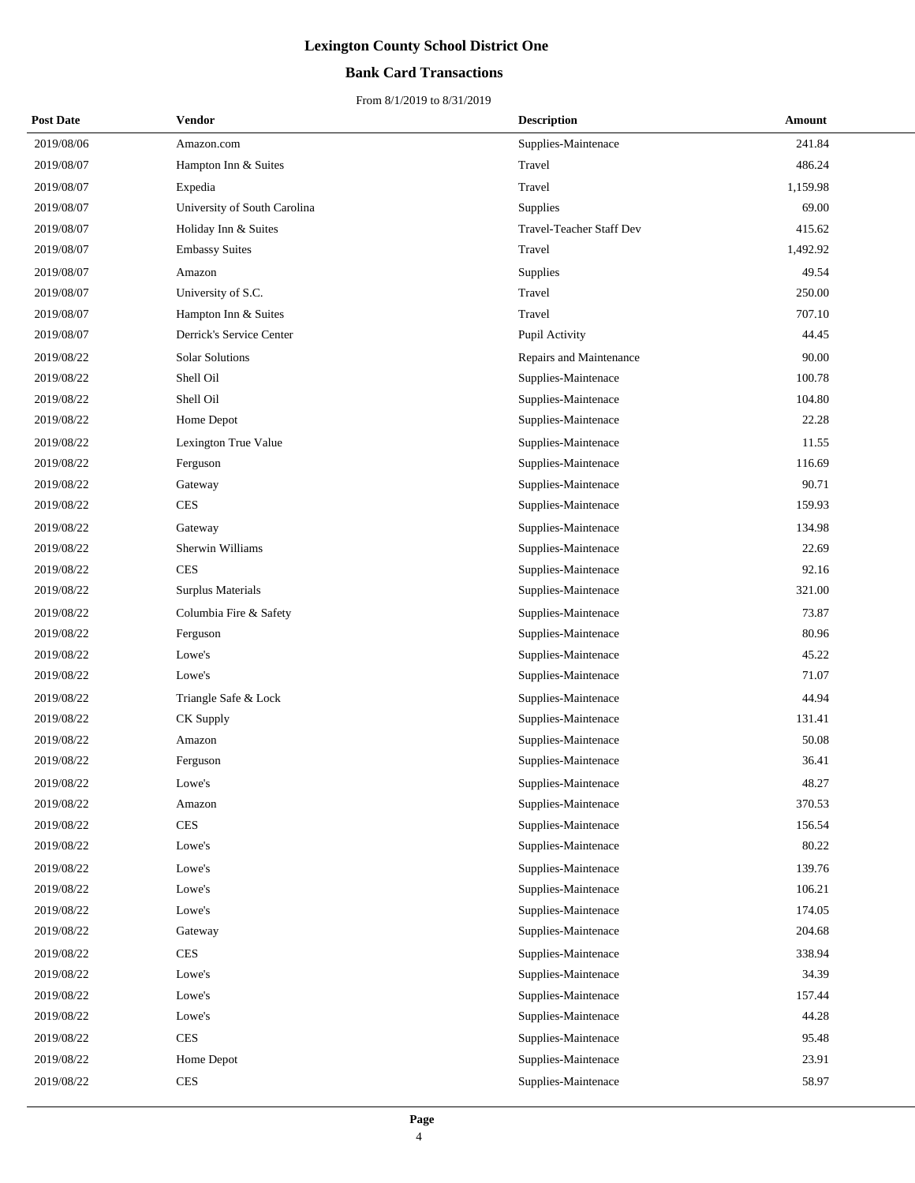# Lexington County School District One

## Bank Card Transactions

From 8/1/2019 to 8/31/2019

| Post Date | Vendor | Description | Amount |
|---|---|---|---|
| 2019/08/06 | Amazon.com | Supplies-Maintenace | 241.84 |
| 2019/08/07 | Hampton Inn & Suites | Travel | 486.24 |
| 2019/08/07 | Expedia | Travel | 1,159.98 |
| 2019/08/07 | University of South Carolina | Supplies | 69.00 |
| 2019/08/07 | Holiday Inn & Suites | Travel-Teacher Staff Dev | 415.62 |
| 2019/08/07 | Embassy Suites | Travel | 1,492.92 |
| 2019/08/07 | Amazon | Supplies | 49.54 |
| 2019/08/07 | University of S.C. | Travel | 250.00 |
| 2019/08/07 | Hampton Inn & Suites | Travel | 707.10 |
| 2019/08/07 | Derrick's Service Center | Pupil Activity | 44.45 |
| 2019/08/22 | Solar Solutions | Repairs and Maintenance | 90.00 |
| 2019/08/22 | Shell Oil | Supplies-Maintenace | 100.78 |
| 2019/08/22 | Shell Oil | Supplies-Maintenace | 104.80 |
| 2019/08/22 | Home Depot | Supplies-Maintenace | 22.28 |
| 2019/08/22 | Lexington True Value | Supplies-Maintenace | 11.55 |
| 2019/08/22 | Ferguson | Supplies-Maintenace | 116.69 |
| 2019/08/22 | Gateway | Supplies-Maintenace | 90.71 |
| 2019/08/22 | CES | Supplies-Maintenace | 159.93 |
| 2019/08/22 | Gateway | Supplies-Maintenace | 134.98 |
| 2019/08/22 | Sherwin Williams | Supplies-Maintenace | 22.69 |
| 2019/08/22 | CES | Supplies-Maintenace | 92.16 |
| 2019/08/22 | Surplus Materials | Supplies-Maintenace | 321.00 |
| 2019/08/22 | Columbia Fire & Safety | Supplies-Maintenace | 73.87 |
| 2019/08/22 | Ferguson | Supplies-Maintenace | 80.96 |
| 2019/08/22 | Lowe's | Supplies-Maintenace | 45.22 |
| 2019/08/22 | Lowe's | Supplies-Maintenace | 71.07 |
| 2019/08/22 | Triangle Safe & Lock | Supplies-Maintenace | 44.94 |
| 2019/08/22 | CK Supply | Supplies-Maintenace | 131.41 |
| 2019/08/22 | Amazon | Supplies-Maintenace | 50.08 |
| 2019/08/22 | Ferguson | Supplies-Maintenace | 36.41 |
| 2019/08/22 | Lowe's | Supplies-Maintenace | 48.27 |
| 2019/08/22 | Amazon | Supplies-Maintenace | 370.53 |
| 2019/08/22 | CES | Supplies-Maintenace | 156.54 |
| 2019/08/22 | Lowe's | Supplies-Maintenace | 80.22 |
| 2019/08/22 | Lowe's | Supplies-Maintenace | 139.76 |
| 2019/08/22 | Lowe's | Supplies-Maintenace | 106.21 |
| 2019/08/22 | Lowe's | Supplies-Maintenace | 174.05 |
| 2019/08/22 | Gateway | Supplies-Maintenace | 204.68 |
| 2019/08/22 | CES | Supplies-Maintenace | 338.94 |
| 2019/08/22 | Lowe's | Supplies-Maintenace | 34.39 |
| 2019/08/22 | Lowe's | Supplies-Maintenace | 157.44 |
| 2019/08/22 | Lowe's | Supplies-Maintenace | 44.28 |
| 2019/08/22 | CES | Supplies-Maintenace | 95.48 |
| 2019/08/22 | Home Depot | Supplies-Maintenace | 23.91 |
| 2019/08/22 | CES | Supplies-Maintenace | 58.97 |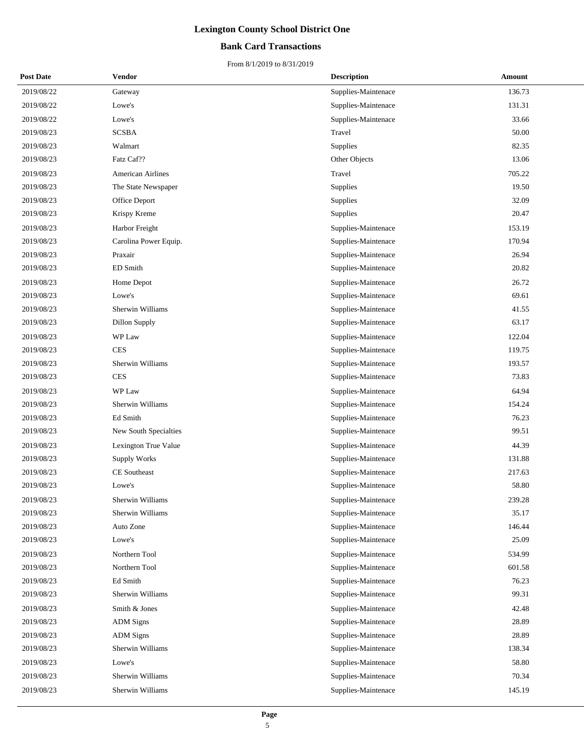# Lexington County School District One

## Bank Card Transactions

From 8/1/2019 to 8/31/2019

| Post Date | Vendor | Description | Amount |
|---|---|---|---|
| 2019/08/22 | Gateway | Supplies-Maintenace | 136.73 |
| 2019/08/22 | Lowe's | Supplies-Maintenace | 131.31 |
| 2019/08/22 | Lowe's | Supplies-Maintenace | 33.66 |
| 2019/08/23 | SCSBA | Travel | 50.00 |
| 2019/08/23 | Walmart | Supplies | 82.35 |
| 2019/08/23 | Fatz Caf?? | Other Objects | 13.06 |
| 2019/08/23 | American Airlines | Travel | 705.22 |
| 2019/08/23 | The State Newspaper | Supplies | 19.50 |
| 2019/08/23 | Office Deport | Supplies | 32.09 |
| 2019/08/23 | Krispy Kreme | Supplies | 20.47 |
| 2019/08/23 | Harbor Freight | Supplies-Maintenace | 153.19 |
| 2019/08/23 | Carolina Power Equip. | Supplies-Maintenace | 170.94 |
| 2019/08/23 | Praxair | Supplies-Maintenace | 26.94 |
| 2019/08/23 | ED Smith | Supplies-Maintenace | 20.82 |
| 2019/08/23 | Home Depot | Supplies-Maintenace | 26.72 |
| 2019/08/23 | Lowe's | Supplies-Maintenace | 69.61 |
| 2019/08/23 | Sherwin Williams | Supplies-Maintenace | 41.55 |
| 2019/08/23 | Dillon Supply | Supplies-Maintenace | 63.17 |
| 2019/08/23 | WP Law | Supplies-Maintenace | 122.04 |
| 2019/08/23 | CES | Supplies-Maintenace | 119.75 |
| 2019/08/23 | Sherwin Williams | Supplies-Maintenace | 193.57 |
| 2019/08/23 | CES | Supplies-Maintenace | 73.83 |
| 2019/08/23 | WP Law | Supplies-Maintenace | 64.94 |
| 2019/08/23 | Sherwin Williams | Supplies-Maintenace | 154.24 |
| 2019/08/23 | Ed Smith | Supplies-Maintenace | 76.23 |
| 2019/08/23 | New South Specialties | Supplies-Maintenace | 99.51 |
| 2019/08/23 | Lexington True Value | Supplies-Maintenace | 44.39 |
| 2019/08/23 | Supply Works | Supplies-Maintenace | 131.88 |
| 2019/08/23 | CE Southeast | Supplies-Maintenace | 217.63 |
| 2019/08/23 | Lowe's | Supplies-Maintenace | 58.80 |
| 2019/08/23 | Sherwin Williams | Supplies-Maintenace | 239.28 |
| 2019/08/23 | Sherwin Williams | Supplies-Maintenace | 35.17 |
| 2019/08/23 | Auto Zone | Supplies-Maintenace | 146.44 |
| 2019/08/23 | Lowe's | Supplies-Maintenace | 25.09 |
| 2019/08/23 | Northern Tool | Supplies-Maintenace | 534.99 |
| 2019/08/23 | Northern Tool | Supplies-Maintenace | 601.58 |
| 2019/08/23 | Ed Smith | Supplies-Maintenace | 76.23 |
| 2019/08/23 | Sherwin Williams | Supplies-Maintenace | 99.31 |
| 2019/08/23 | Smith & Jones | Supplies-Maintenace | 42.48 |
| 2019/08/23 | ADM Signs | Supplies-Maintenace | 28.89 |
| 2019/08/23 | ADM Signs | Supplies-Maintenace | 28.89 |
| 2019/08/23 | Sherwin Williams | Supplies-Maintenace | 138.34 |
| 2019/08/23 | Lowe's | Supplies-Maintenace | 58.80 |
| 2019/08/23 | Sherwin Williams | Supplies-Maintenace | 70.34 |
| 2019/08/23 | Sherwin Williams | Supplies-Maintenace | 145.19 |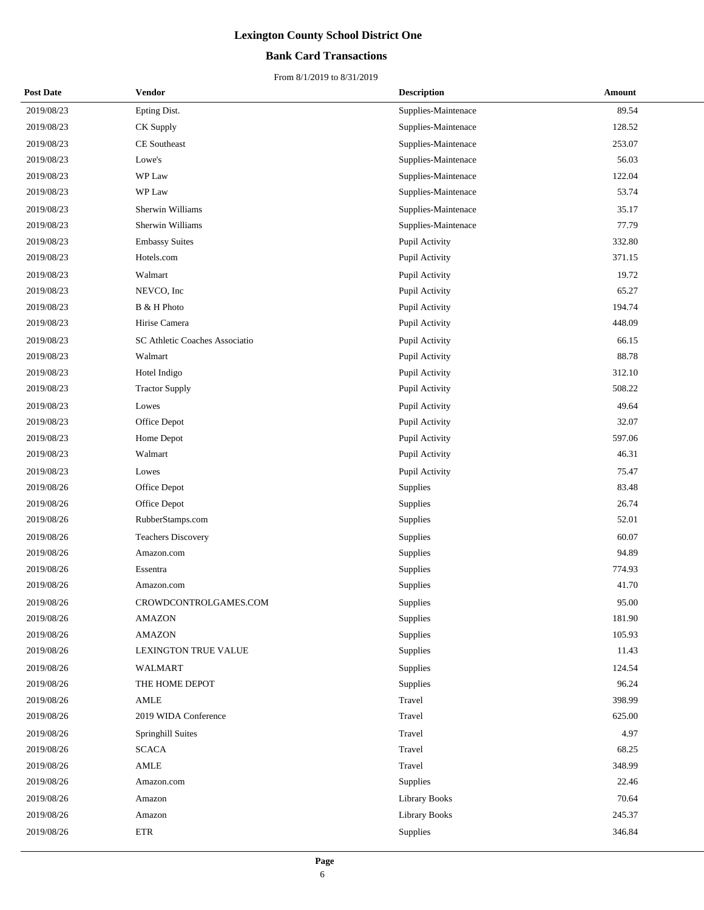# Lexington County School District One

## Bank Card Transactions

From 8/1/2019 to 8/31/2019

| Post Date | Vendor | Description | Amount |
|---|---|---|---|
| 2019/08/23 | Epting Dist. | Supplies-Maintenace | 89.54 |
| 2019/08/23 | CK Supply | Supplies-Maintenace | 128.52 |
| 2019/08/23 | CE Southeast | Supplies-Maintenace | 253.07 |
| 2019/08/23 | Lowe's | Supplies-Maintenace | 56.03 |
| 2019/08/23 | WP Law | Supplies-Maintenace | 122.04 |
| 2019/08/23 | WP Law | Supplies-Maintenace | 53.74 |
| 2019/08/23 | Sherwin Williams | Supplies-Maintenace | 35.17 |
| 2019/08/23 | Sherwin Williams | Supplies-Maintenace | 77.79 |
| 2019/08/23 | Embassy Suites | Pupil Activity | 332.80 |
| 2019/08/23 | Hotels.com | Pupil Activity | 371.15 |
| 2019/08/23 | Walmart | Pupil Activity | 19.72 |
| 2019/08/23 | NEVCO, Inc | Pupil Activity | 65.27 |
| 2019/08/23 | B & H Photo | Pupil Activity | 194.74 |
| 2019/08/23 | Hirise Camera | Pupil Activity | 448.09 |
| 2019/08/23 | SC Athletic Coaches Associatio | Pupil Activity | 66.15 |
| 2019/08/23 | Walmart | Pupil Activity | 88.78 |
| 2019/08/23 | Hotel Indigo | Pupil Activity | 312.10 |
| 2019/08/23 | Tractor Supply | Pupil Activity | 508.22 |
| 2019/08/23 | Lowes | Pupil Activity | 49.64 |
| 2019/08/23 | Office Depot | Pupil Activity | 32.07 |
| 2019/08/23 | Home Depot | Pupil Activity | 597.06 |
| 2019/08/23 | Walmart | Pupil Activity | 46.31 |
| 2019/08/23 | Lowes | Pupil Activity | 75.47 |
| 2019/08/26 | Office Depot | Supplies | 83.48 |
| 2019/08/26 | Office Depot | Supplies | 26.74 |
| 2019/08/26 | RubberStamps.com | Supplies | 52.01 |
| 2019/08/26 | Teachers Discovery | Supplies | 60.07 |
| 2019/08/26 | Amazon.com | Supplies | 94.89 |
| 2019/08/26 | Essentra | Supplies | 774.93 |
| 2019/08/26 | Amazon.com | Supplies | 41.70 |
| 2019/08/26 | CROWDCONTROLGAMES.COM | Supplies | 95.00 |
| 2019/08/26 | AMAZON | Supplies | 181.90 |
| 2019/08/26 | AMAZON | Supplies | 105.93 |
| 2019/08/26 | LEXINGTON TRUE VALUE | Supplies | 11.43 |
| 2019/08/26 | WALMART | Supplies | 124.54 |
| 2019/08/26 | THE HOME DEPOT | Supplies | 96.24 |
| 2019/08/26 | AMLE | Travel | 398.99 |
| 2019/08/26 | 2019 WIDA Conference | Travel | 625.00 |
| 2019/08/26 | Springhill Suites | Travel | 4.97 |
| 2019/08/26 | SCACA | Travel | 68.25 |
| 2019/08/26 | AMLE | Travel | 348.99 |
| 2019/08/26 | Amazon.com | Supplies | 22.46 |
| 2019/08/26 | Amazon | Library Books | 70.64 |
| 2019/08/26 | Amazon | Library Books | 245.37 |
| 2019/08/26 | ETR | Supplies | 346.84 |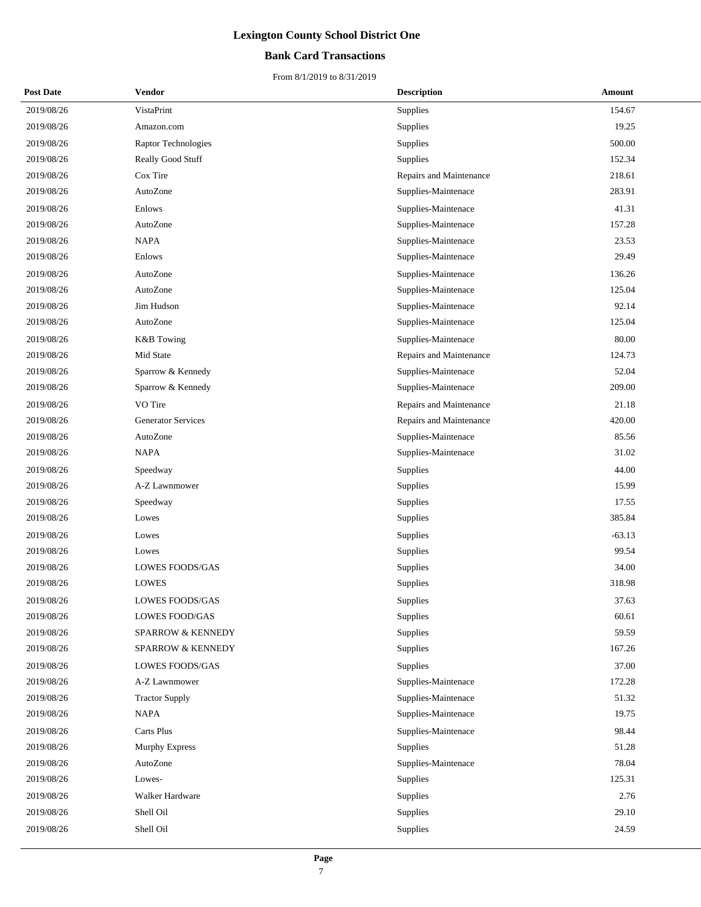# Lexington County School District One

## Bank Card Transactions

From 8/1/2019 to 8/31/2019

| Post Date | Vendor | Description | Amount |
|---|---|---|---|
| 2019/08/26 | VistaPrint | Supplies | 154.67 |
| 2019/08/26 | Amazon.com | Supplies | 19.25 |
| 2019/08/26 | Raptor Technologies | Supplies | 500.00 |
| 2019/08/26 | Really Good Stuff | Supplies | 152.34 |
| 2019/08/26 | Cox Tire | Repairs and Maintenance | 218.61 |
| 2019/08/26 | AutoZone | Supplies-Maintenace | 283.91 |
| 2019/08/26 | Enlows | Supplies-Maintenace | 41.31 |
| 2019/08/26 | AutoZone | Supplies-Maintenace | 157.28 |
| 2019/08/26 | NAPA | Supplies-Maintenace | 23.53 |
| 2019/08/26 | Enlows | Supplies-Maintenace | 29.49 |
| 2019/08/26 | AutoZone | Supplies-Maintenace | 136.26 |
| 2019/08/26 | AutoZone | Supplies-Maintenace | 125.04 |
| 2019/08/26 | Jim Hudson | Supplies-Maintenace | 92.14 |
| 2019/08/26 | AutoZone | Supplies-Maintenace | 125.04 |
| 2019/08/26 | K&B Towing | Supplies-Maintenace | 80.00 |
| 2019/08/26 | Mid State | Repairs and Maintenance | 124.73 |
| 2019/08/26 | Sparrow & Kennedy | Supplies-Maintenace | 52.04 |
| 2019/08/26 | Sparrow & Kennedy | Supplies-Maintenace | 209.00 |
| 2019/08/26 | VO Tire | Repairs and Maintenance | 21.18 |
| 2019/08/26 | Generator Services | Repairs and Maintenance | 420.00 |
| 2019/08/26 | AutoZone | Supplies-Maintenace | 85.56 |
| 2019/08/26 | NAPA | Supplies-Maintenace | 31.02 |
| 2019/08/26 | Speedway | Supplies | 44.00 |
| 2019/08/26 | A-Z Lawnmower | Supplies | 15.99 |
| 2019/08/26 | Speedway | Supplies | 17.55 |
| 2019/08/26 | Lowes | Supplies | 385.84 |
| 2019/08/26 | Lowes | Supplies | -63.13 |
| 2019/08/26 | Lowes | Supplies | 99.54 |
| 2019/08/26 | LOWES FOODS/GAS | Supplies | 34.00 |
| 2019/08/26 | LOWES | Supplies | 318.98 |
| 2019/08/26 | LOWES FOODS/GAS | Supplies | 37.63 |
| 2019/08/26 | LOWES FOOD/GAS | Supplies | 60.61 |
| 2019/08/26 | SPARROW & KENNEDY | Supplies | 59.59 |
| 2019/08/26 | SPARROW & KENNEDY | Supplies | 167.26 |
| 2019/08/26 | LOWES FOODS/GAS | Supplies | 37.00 |
| 2019/08/26 | A-Z Lawnmower | Supplies-Maintenace | 172.28 |
| 2019/08/26 | Tractor Supply | Supplies-Maintenace | 51.32 |
| 2019/08/26 | NAPA | Supplies-Maintenace | 19.75 |
| 2019/08/26 | Carts Plus | Supplies-Maintenace | 98.44 |
| 2019/08/26 | Murphy Express | Supplies | 51.28 |
| 2019/08/26 | AutoZone | Supplies-Maintenace | 78.04 |
| 2019/08/26 | Lowes- | Supplies | 125.31 |
| 2019/08/26 | Walker Hardware | Supplies | 2.76 |
| 2019/08/26 | Shell Oil | Supplies | 29.10 |
| 2019/08/26 | Shell Oil | Supplies | 24.59 |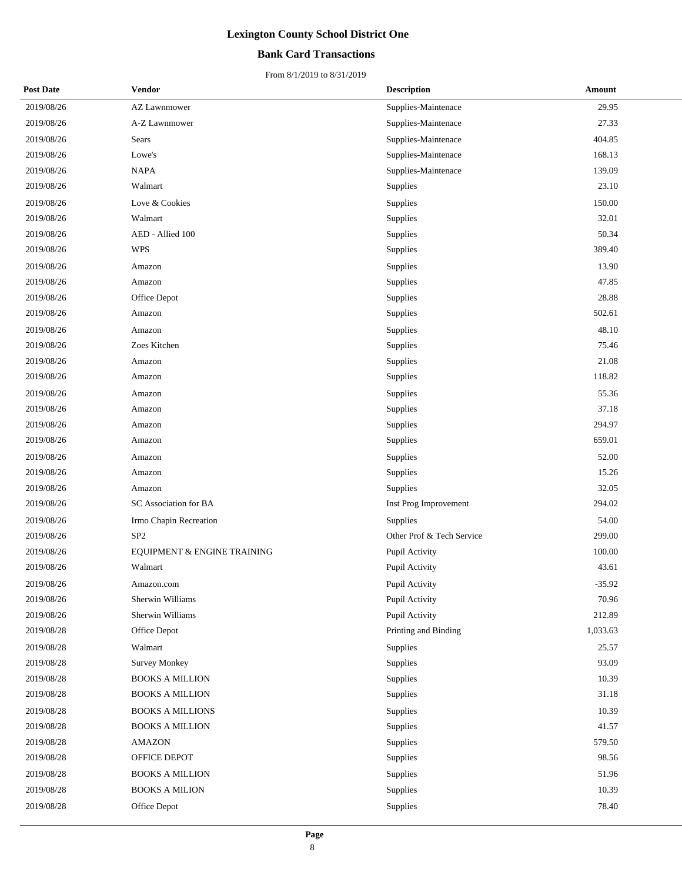# Lexington County School District One

## Bank Card Transactions

From 8/1/2019 to 8/31/2019

| Post Date | Vendor | Description | Amount |
|---|---|---|---|
| 2019/08/26 | AZ Lawnmower | Supplies-Maintenace | 29.95 |
| 2019/08/26 | A-Z Lawnmower | Supplies-Maintenace | 27.33 |
| 2019/08/26 | Sears | Supplies-Maintenace | 404.85 |
| 2019/08/26 | Lowe's | Supplies-Maintenace | 168.13 |
| 2019/08/26 | NAPA | Supplies-Maintenace | 139.09 |
| 2019/08/26 | Walmart | Supplies | 23.10 |
| 2019/08/26 | Love & Cookies | Supplies | 150.00 |
| 2019/08/26 | Walmart | Supplies | 32.01 |
| 2019/08/26 | AED - Allied 100 | Supplies | 50.34 |
| 2019/08/26 | WPS | Supplies | 389.40 |
| 2019/08/26 | Amazon | Supplies | 13.90 |
| 2019/08/26 | Amazon | Supplies | 47.85 |
| 2019/08/26 | Office Depot | Supplies | 28.88 |
| 2019/08/26 | Amazon | Supplies | 502.61 |
| 2019/08/26 | Amazon | Supplies | 48.10 |
| 2019/08/26 | Zoes Kitchen | Supplies | 75.46 |
| 2019/08/26 | Amazon | Supplies | 21.08 |
| 2019/08/26 | Amazon | Supplies | 118.82 |
| 2019/08/26 | Amazon | Supplies | 55.36 |
| 2019/08/26 | Amazon | Supplies | 37.18 |
| 2019/08/26 | Amazon | Supplies | 294.97 |
| 2019/08/26 | Amazon | Supplies | 659.01 |
| 2019/08/26 | Amazon | Supplies | 52.00 |
| 2019/08/26 | Amazon | Supplies | 15.26 |
| 2019/08/26 | Amazon | Supplies | 32.05 |
| 2019/08/26 | SC Association for BA | Inst Prog Improvement | 294.02 |
| 2019/08/26 | Irmo Chapin Recreation | Supplies | 54.00 |
| 2019/08/26 | SP2 | Other Prof & Tech Service | 299.00 |
| 2019/08/26 | EQUIPMENT & ENGINE TRAINING | Pupil Activity | 100.00 |
| 2019/08/26 | Walmart | Pupil Activity | 43.61 |
| 2019/08/26 | Amazon.com | Pupil Activity | -35.92 |
| 2019/08/26 | Sherwin Williams | Pupil Activity | 70.96 |
| 2019/08/26 | Sherwin Williams | Pupil Activity | 212.89 |
| 2019/08/28 | Office Depot | Printing and Binding | 1,033.63 |
| 2019/08/28 | Walmart | Supplies | 25.57 |
| 2019/08/28 | Survey Monkey | Supplies | 93.09 |
| 2019/08/28 | BOOKS A MILLION | Supplies | 10.39 |
| 2019/08/28 | BOOKS A MILLION | Supplies | 31.18 |
| 2019/08/28 | BOOKS A MILLIONS | Supplies | 10.39 |
| 2019/08/28 | BOOKS A MILLION | Supplies | 41.57 |
| 2019/08/28 | AMAZON | Supplies | 579.50 |
| 2019/08/28 | OFFICE DEPOT | Supplies | 98.56 |
| 2019/08/28 | BOOKS A MILLION | Supplies | 51.96 |
| 2019/08/28 | BOOKS A MILION | Supplies | 10.39 |
| 2019/08/28 | Office Depot | Supplies | 78.40 |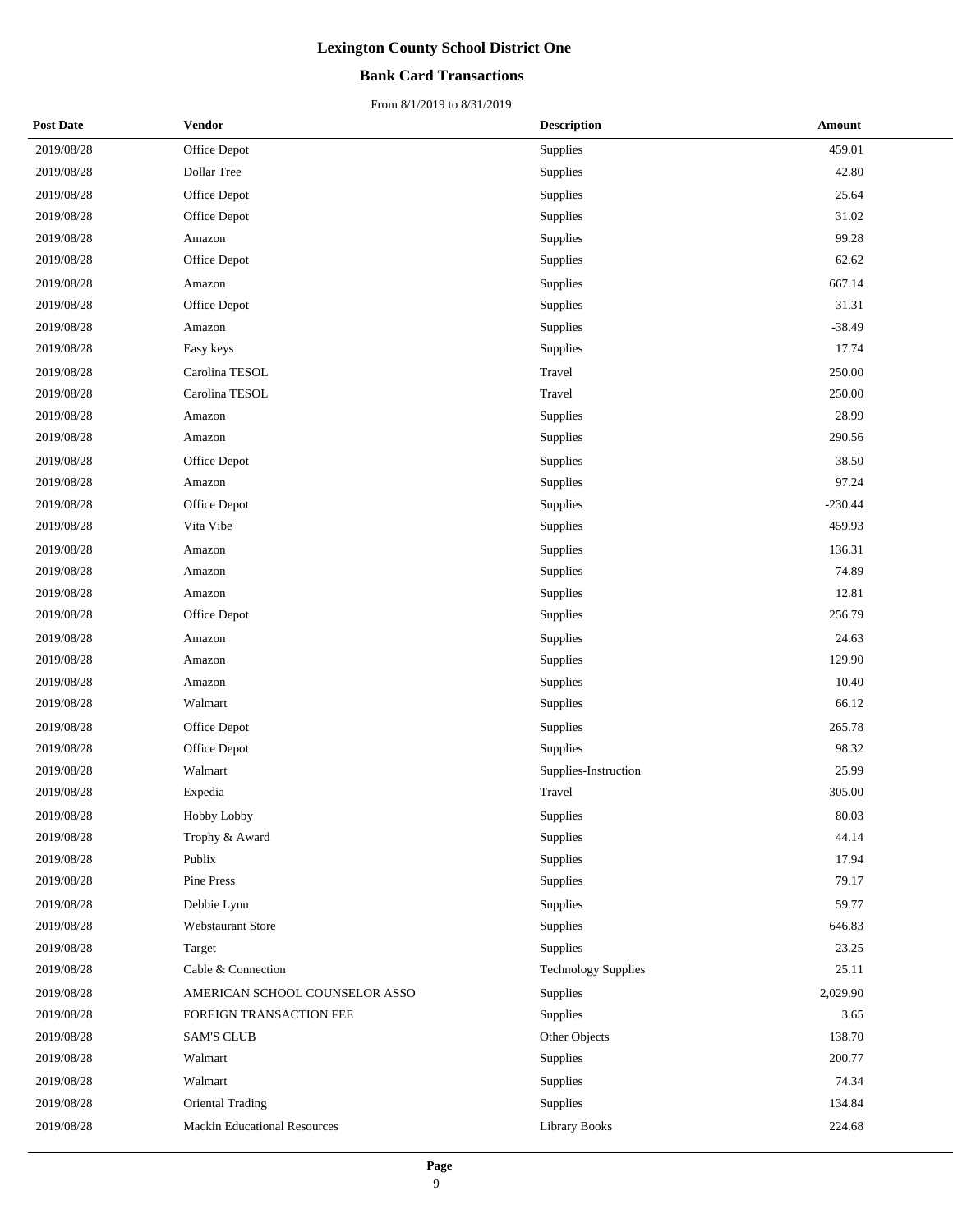# Lexington County School District One

## Bank Card Transactions

From 8/1/2019 to 8/31/2019

| Post Date | Vendor | Description | Amount |
|---|---|---|---|
| 2019/08/28 | Office Depot | Supplies | 459.01 |
| 2019/08/28 | Dollar Tree | Supplies | 42.80 |
| 2019/08/28 | Office Depot | Supplies | 25.64 |
| 2019/08/28 | Office Depot | Supplies | 31.02 |
| 2019/08/28 | Amazon | Supplies | 99.28 |
| 2019/08/28 | Office Depot | Supplies | 62.62 |
| 2019/08/28 | Amazon | Supplies | 667.14 |
| 2019/08/28 | Office Depot | Supplies | 31.31 |
| 2019/08/28 | Amazon | Supplies | -38.49 |
| 2019/08/28 | Easy keys | Supplies | 17.74 |
| 2019/08/28 | Carolina TESOL | Travel | 250.00 |
| 2019/08/28 | Carolina TESOL | Travel | 250.00 |
| 2019/08/28 | Amazon | Supplies | 28.99 |
| 2019/08/28 | Amazon | Supplies | 290.56 |
| 2019/08/28 | Office Depot | Supplies | 38.50 |
| 2019/08/28 | Amazon | Supplies | 97.24 |
| 2019/08/28 | Office Depot | Supplies | -230.44 |
| 2019/08/28 | Vita Vibe | Supplies | 459.93 |
| 2019/08/28 | Amazon | Supplies | 136.31 |
| 2019/08/28 | Amazon | Supplies | 74.89 |
| 2019/08/28 | Amazon | Supplies | 12.81 |
| 2019/08/28 | Office Depot | Supplies | 256.79 |
| 2019/08/28 | Amazon | Supplies | 24.63 |
| 2019/08/28 | Amazon | Supplies | 129.90 |
| 2019/08/28 | Amazon | Supplies | 10.40 |
| 2019/08/28 | Walmart | Supplies | 66.12 |
| 2019/08/28 | Office Depot | Supplies | 265.78 |
| 2019/08/28 | Office Depot | Supplies | 98.32 |
| 2019/08/28 | Walmart | Supplies-Instruction | 25.99 |
| 2019/08/28 | Expedia | Travel | 305.00 |
| 2019/08/28 | Hobby Lobby | Supplies | 80.03 |
| 2019/08/28 | Trophy & Award | Supplies | 44.14 |
| 2019/08/28 | Publix | Supplies | 17.94 |
| 2019/08/28 | Pine Press | Supplies | 79.17 |
| 2019/08/28 | Debbie Lynn | Supplies | 59.77 |
| 2019/08/28 | Webstaurant Store | Supplies | 646.83 |
| 2019/08/28 | Target | Supplies | 23.25 |
| 2019/08/28 | Cable & Connection | Technology Supplies | 25.11 |
| 2019/08/28 | AMERICAN SCHOOL COUNSELOR ASSO | Supplies | 2,029.90 |
| 2019/08/28 | FOREIGN TRANSACTION FEE | Supplies | 3.65 |
| 2019/08/28 | SAM'S CLUB | Other Objects | 138.70 |
| 2019/08/28 | Walmart | Supplies | 200.77 |
| 2019/08/28 | Walmart | Supplies | 74.34 |
| 2019/08/28 | Oriental Trading | Supplies | 134.84 |
| 2019/08/28 | Mackin Educational Resources | Library Books | 224.68 |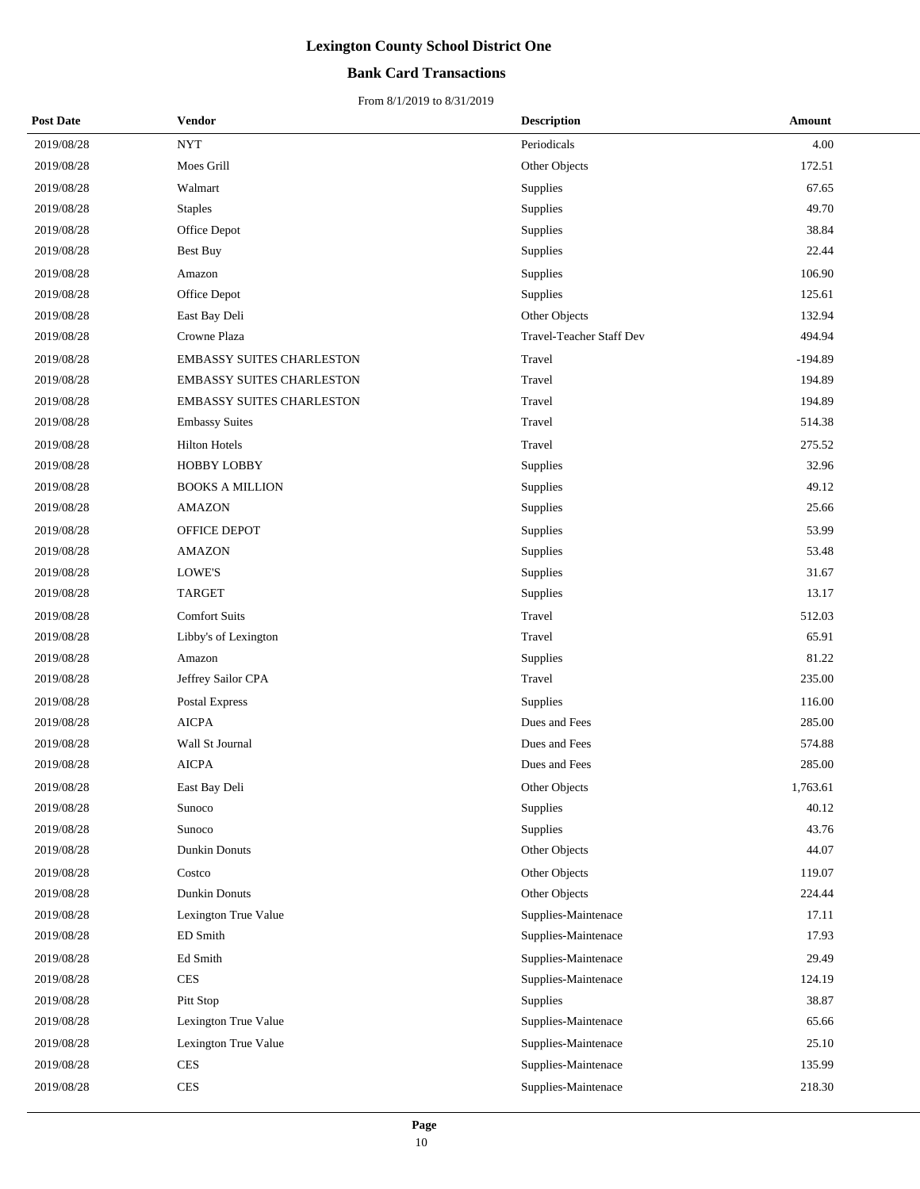# Lexington County School District One

## Bank Card Transactions

From 8/1/2019 to 8/31/2019

| Post Date | Vendor | Description | Amount |
|---|---|---|---|
| 2019/08/28 | NYT | Periodicals | 4.00 |
| 2019/08/28 | Moes Grill | Other Objects | 172.51 |
| 2019/08/28 | Walmart | Supplies | 67.65 |
| 2019/08/28 | Staples | Supplies | 49.70 |
| 2019/08/28 | Office Depot | Supplies | 38.84 |
| 2019/08/28 | Best Buy | Supplies | 22.44 |
| 2019/08/28 | Amazon | Supplies | 106.90 |
| 2019/08/28 | Office Depot | Supplies | 125.61 |
| 2019/08/28 | East Bay Deli | Other Objects | 132.94 |
| 2019/08/28 | Crowne Plaza | Travel-Teacher Staff Dev | 494.94 |
| 2019/08/28 | EMBASSY SUITES CHARLESTON | Travel | -194.89 |
| 2019/08/28 | EMBASSY SUITES CHARLESTON | Travel | 194.89 |
| 2019/08/28 | EMBASSY SUITES CHARLESTON | Travel | 194.89 |
| 2019/08/28 | Embassy Suites | Travel | 514.38 |
| 2019/08/28 | Hilton Hotels | Travel | 275.52 |
| 2019/08/28 | HOBBY LOBBY | Supplies | 32.96 |
| 2019/08/28 | BOOKS A MILLION | Supplies | 49.12 |
| 2019/08/28 | AMAZON | Supplies | 25.66 |
| 2019/08/28 | OFFICE DEPOT | Supplies | 53.99 |
| 2019/08/28 | AMAZON | Supplies | 53.48 |
| 2019/08/28 | LOWE'S | Supplies | 31.67 |
| 2019/08/28 | TARGET | Supplies | 13.17 |
| 2019/08/28 | Comfort Suits | Travel | 512.03 |
| 2019/08/28 | Libby's of Lexington | Travel | 65.91 |
| 2019/08/28 | Amazon | Supplies | 81.22 |
| 2019/08/28 | Jeffrey Sailor CPA | Travel | 235.00 |
| 2019/08/28 | Postal Express | Supplies | 116.00 |
| 2019/08/28 | AICPA | Dues and Fees | 285.00 |
| 2019/08/28 | Wall St Journal | Dues and Fees | 574.88 |
| 2019/08/28 | AICPA | Dues and Fees | 285.00 |
| 2019/08/28 | East Bay Deli | Other Objects | 1,763.61 |
| 2019/08/28 | Sunoco | Supplies | 40.12 |
| 2019/08/28 | Sunoco | Supplies | 43.76 |
| 2019/08/28 | Dunkin Donuts | Other Objects | 44.07 |
| 2019/08/28 | Costco | Other Objects | 119.07 |
| 2019/08/28 | Dunkin Donuts | Other Objects | 224.44 |
| 2019/08/28 | Lexington True Value | Supplies-Maintenace | 17.11 |
| 2019/08/28 | ED Smith | Supplies-Maintenace | 17.93 |
| 2019/08/28 | Ed Smith | Supplies-Maintenace | 29.49 |
| 2019/08/28 | CES | Supplies-Maintenace | 124.19 |
| 2019/08/28 | Pitt Stop | Supplies | 38.87 |
| 2019/08/28 | Lexington True Value | Supplies-Maintenace | 65.66 |
| 2019/08/28 | Lexington True Value | Supplies-Maintenace | 25.10 |
| 2019/08/28 | CES | Supplies-Maintenace | 135.99 |
| 2019/08/28 | CES | Supplies-Maintenace | 218.30 |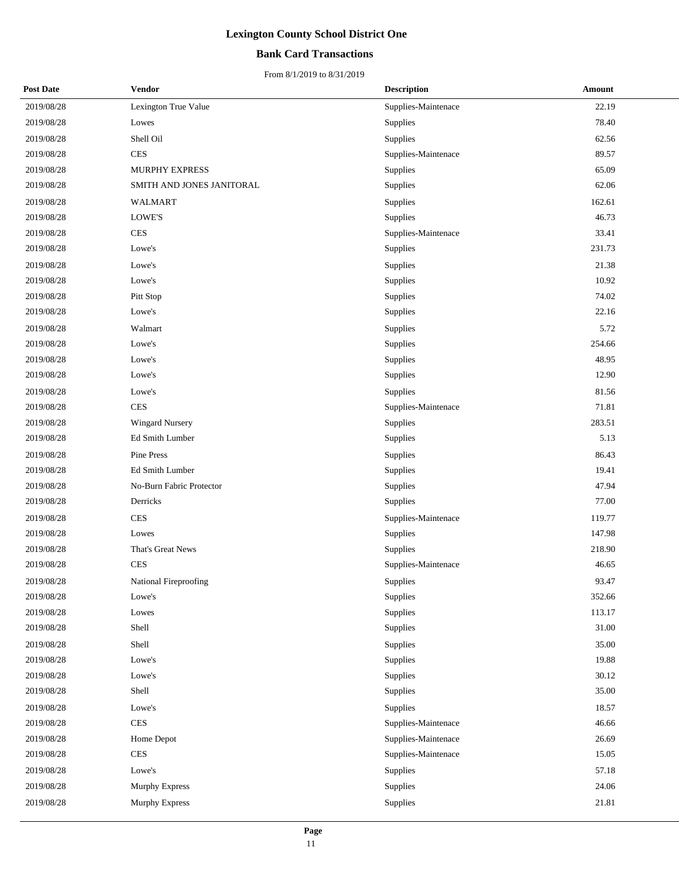# Lexington County School District One

## Bank Card Transactions

From 8/1/2019 to 8/31/2019

| Post Date | Vendor | Description | Amount |
|---|---|---|---|
| 2019/08/28 | Lexington True Value | Supplies-Maintenace | 22.19 |
| 2019/08/28 | Lowes | Supplies | 78.40 |
| 2019/08/28 | Shell Oil | Supplies | 62.56 |
| 2019/08/28 | CES | Supplies-Maintenace | 89.57 |
| 2019/08/28 | MURPHY EXPRESS | Supplies | 65.09 |
| 2019/08/28 | SMITH AND JONES JANITORAL | Supplies | 62.06 |
| 2019/08/28 | WALMART | Supplies | 162.61 |
| 2019/08/28 | LOWE'S | Supplies | 46.73 |
| 2019/08/28 | CES | Supplies-Maintenace | 33.41 |
| 2019/08/28 | Lowe's | Supplies | 231.73 |
| 2019/08/28 | Lowe's | Supplies | 21.38 |
| 2019/08/28 | Lowe's | Supplies | 10.92 |
| 2019/08/28 | Pitt Stop | Supplies | 74.02 |
| 2019/08/28 | Lowe's | Supplies | 22.16 |
| 2019/08/28 | Walmart | Supplies | 5.72 |
| 2019/08/28 | Lowe's | Supplies | 254.66 |
| 2019/08/28 | Lowe's | Supplies | 48.95 |
| 2019/08/28 | Lowe's | Supplies | 12.90 |
| 2019/08/28 | Lowe's | Supplies | 81.56 |
| 2019/08/28 | CES | Supplies-Maintenace | 71.81 |
| 2019/08/28 | Wingard Nursery | Supplies | 283.51 |
| 2019/08/28 | Ed Smith Lumber | Supplies | 5.13 |
| 2019/08/28 | Pine Press | Supplies | 86.43 |
| 2019/08/28 | Ed Smith Lumber | Supplies | 19.41 |
| 2019/08/28 | No-Burn Fabric Protector | Supplies | 47.94 |
| 2019/08/28 | Derricks | Supplies | 77.00 |
| 2019/08/28 | CES | Supplies-Maintenace | 119.77 |
| 2019/08/28 | Lowes | Supplies | 147.98 |
| 2019/08/28 | That's Great News | Supplies | 218.90 |
| 2019/08/28 | CES | Supplies-Maintenace | 46.65 |
| 2019/08/28 | National Fireproofing | Supplies | 93.47 |
| 2019/08/28 | Lowe's | Supplies | 352.66 |
| 2019/08/28 | Lowes | Supplies | 113.17 |
| 2019/08/28 | Shell | Supplies | 31.00 |
| 2019/08/28 | Shell | Supplies | 35.00 |
| 2019/08/28 | Lowe's | Supplies | 19.88 |
| 2019/08/28 | Lowe's | Supplies | 30.12 |
| 2019/08/28 | Shell | Supplies | 35.00 |
| 2019/08/28 | Lowe's | Supplies | 18.57 |
| 2019/08/28 | CES | Supplies-Maintenace | 46.66 |
| 2019/08/28 | Home Depot | Supplies-Maintenace | 26.69 |
| 2019/08/28 | CES | Supplies-Maintenace | 15.05 |
| 2019/08/28 | Lowe's | Supplies | 57.18 |
| 2019/08/28 | Murphy Express | Supplies | 24.06 |
| 2019/08/28 | Murphy Express | Supplies | 21.81 |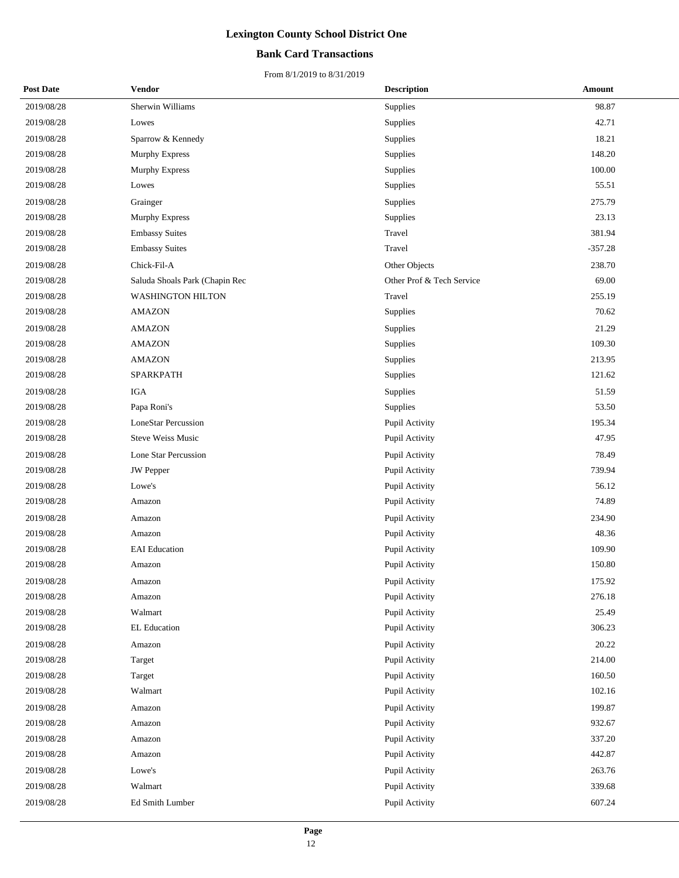# Lexington County School District One

## Bank Card Transactions

From 8/1/2019 to 8/31/2019

| Post Date | Vendor | Description | Amount |
|---|---|---|---|
| 2019/08/28 | Sherwin Williams | Supplies | 98.87 |
| 2019/08/28 | Lowes | Supplies | 42.71 |
| 2019/08/28 | Sparrow & Kennedy | Supplies | 18.21 |
| 2019/08/28 | Murphy Express | Supplies | 148.20 |
| 2019/08/28 | Murphy Express | Supplies | 100.00 |
| 2019/08/28 | Lowes | Supplies | 55.51 |
| 2019/08/28 | Grainger | Supplies | 275.79 |
| 2019/08/28 | Murphy Express | Supplies | 23.13 |
| 2019/08/28 | Embassy Suites | Travel | 381.94 |
| 2019/08/28 | Embassy Suites | Travel | -357.28 |
| 2019/08/28 | Chick-Fil-A | Other Objects | 238.70 |
| 2019/08/28 | Saluda Shoals Park (Chapin Rec | Other Prof & Tech Service | 69.00 |
| 2019/08/28 | WASHINGTON HILTON | Travel | 255.19 |
| 2019/08/28 | AMAZON | Supplies | 70.62 |
| 2019/08/28 | AMAZON | Supplies | 21.29 |
| 2019/08/28 | AMAZON | Supplies | 109.30 |
| 2019/08/28 | AMAZON | Supplies | 213.95 |
| 2019/08/28 | SPARKPATH | Supplies | 121.62 |
| 2019/08/28 | IGA | Supplies | 51.59 |
| 2019/08/28 | Papa Roni's | Supplies | 53.50 |
| 2019/08/28 | LoneStar Percussion | Pupil Activity | 195.34 |
| 2019/08/28 | Steve Weiss Music | Pupil Activity | 47.95 |
| 2019/08/28 | Lone Star Percussion | Pupil Activity | 78.49 |
| 2019/08/28 | JW Pepper | Pupil Activity | 739.94 |
| 2019/08/28 | Lowe's | Pupil Activity | 56.12 |
| 2019/08/28 | Amazon | Pupil Activity | 74.89 |
| 2019/08/28 | Amazon | Pupil Activity | 234.90 |
| 2019/08/28 | Amazon | Pupil Activity | 48.36 |
| 2019/08/28 | EAI Education | Pupil Activity | 109.90 |
| 2019/08/28 | Amazon | Pupil Activity | 150.80 |
| 2019/08/28 | Amazon | Pupil Activity | 175.92 |
| 2019/08/28 | Amazon | Pupil Activity | 276.18 |
| 2019/08/28 | Walmart | Pupil Activity | 25.49 |
| 2019/08/28 | EL Education | Pupil Activity | 306.23 |
| 2019/08/28 | Amazon | Pupil Activity | 20.22 |
| 2019/08/28 | Target | Pupil Activity | 214.00 |
| 2019/08/28 | Target | Pupil Activity | 160.50 |
| 2019/08/28 | Walmart | Pupil Activity | 102.16 |
| 2019/08/28 | Amazon | Pupil Activity | 199.87 |
| 2019/08/28 | Amazon | Pupil Activity | 932.67 |
| 2019/08/28 | Amazon | Pupil Activity | 337.20 |
| 2019/08/28 | Amazon | Pupil Activity | 442.87 |
| 2019/08/28 | Lowe's | Pupil Activity | 263.76 |
| 2019/08/28 | Walmart | Pupil Activity | 339.68 |
| 2019/08/28 | Ed Smith Lumber | Pupil Activity | 607.24 |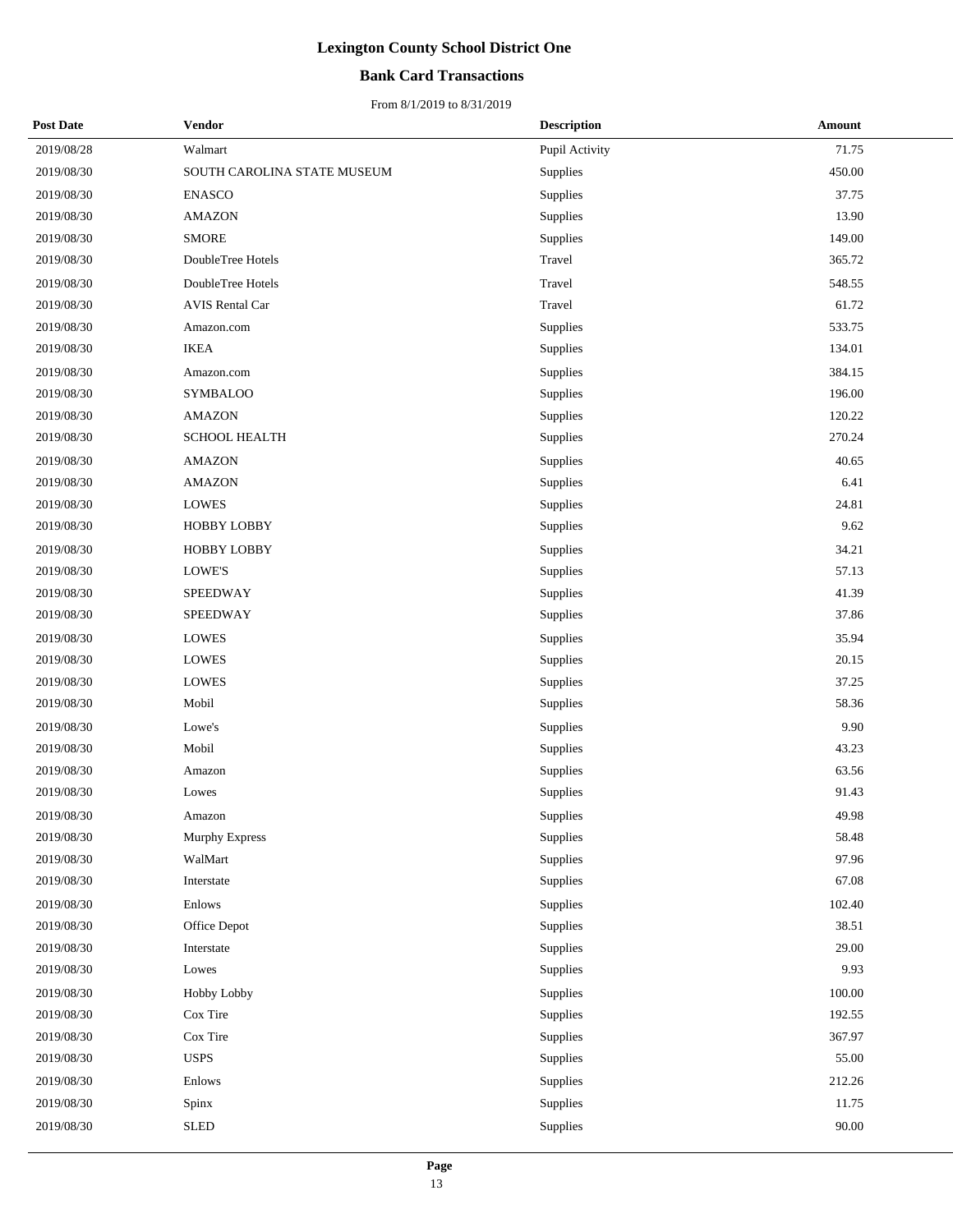# Lexington County School District One

## Bank Card Transactions

From 8/1/2019 to 8/31/2019

| Post Date | Vendor | Description | Amount |
|---|---|---|---|
| 2019/08/28 | Walmart | Pupil Activity | 71.75 |
| 2019/08/30 | SOUTH CAROLINA STATE MUSEUM | Supplies | 450.00 |
| 2019/08/30 | ENASCO | Supplies | 37.75 |
| 2019/08/30 | AMAZON | Supplies | 13.90 |
| 2019/08/30 | SMORE | Supplies | 149.00 |
| 2019/08/30 | DoubleTree Hotels | Travel | 365.72 |
| 2019/08/30 | DoubleTree Hotels | Travel | 548.55 |
| 2019/08/30 | AVIS Rental Car | Travel | 61.72 |
| 2019/08/30 | Amazon.com | Supplies | 533.75 |
| 2019/08/30 | IKEA | Supplies | 134.01 |
| 2019/08/30 | Amazon.com | Supplies | 384.15 |
| 2019/08/30 | SYMBALOO | Supplies | 196.00 |
| 2019/08/30 | AMAZON | Supplies | 120.22 |
| 2019/08/30 | SCHOOL HEALTH | Supplies | 270.24 |
| 2019/08/30 | AMAZON | Supplies | 40.65 |
| 2019/08/30 | AMAZON | Supplies | 6.41 |
| 2019/08/30 | LOWES | Supplies | 24.81 |
| 2019/08/30 | HOBBY LOBBY | Supplies | 9.62 |
| 2019/08/30 | HOBBY LOBBY | Supplies | 34.21 |
| 2019/08/30 | LOWE'S | Supplies | 57.13 |
| 2019/08/30 | SPEEDWAY | Supplies | 41.39 |
| 2019/08/30 | SPEEDWAY | Supplies | 37.86 |
| 2019/08/30 | LOWES | Supplies | 35.94 |
| 2019/08/30 | LOWES | Supplies | 20.15 |
| 2019/08/30 | LOWES | Supplies | 37.25 |
| 2019/08/30 | Mobil | Supplies | 58.36 |
| 2019/08/30 | Lowe's | Supplies | 9.90 |
| 2019/08/30 | Mobil | Supplies | 43.23 |
| 2019/08/30 | Amazon | Supplies | 63.56 |
| 2019/08/30 | Lowes | Supplies | 91.43 |
| 2019/08/30 | Amazon | Supplies | 49.98 |
| 2019/08/30 | Murphy Express | Supplies | 58.48 |
| 2019/08/30 | WalMart | Supplies | 97.96 |
| 2019/08/30 | Interstate | Supplies | 67.08 |
| 2019/08/30 | Enlows | Supplies | 102.40 |
| 2019/08/30 | Office Depot | Supplies | 38.51 |
| 2019/08/30 | Interstate | Supplies | 29.00 |
| 2019/08/30 | Lowes | Supplies | 9.93 |
| 2019/08/30 | Hobby Lobby | Supplies | 100.00 |
| 2019/08/30 | Cox Tire | Supplies | 192.55 |
| 2019/08/30 | Cox Tire | Supplies | 367.97 |
| 2019/08/30 | USPS | Supplies | 55.00 |
| 2019/08/30 | Enlows | Supplies | 212.26 |
| 2019/08/30 | Spinx | Supplies | 11.75 |
| 2019/08/30 | SLED | Supplies | 90.00 |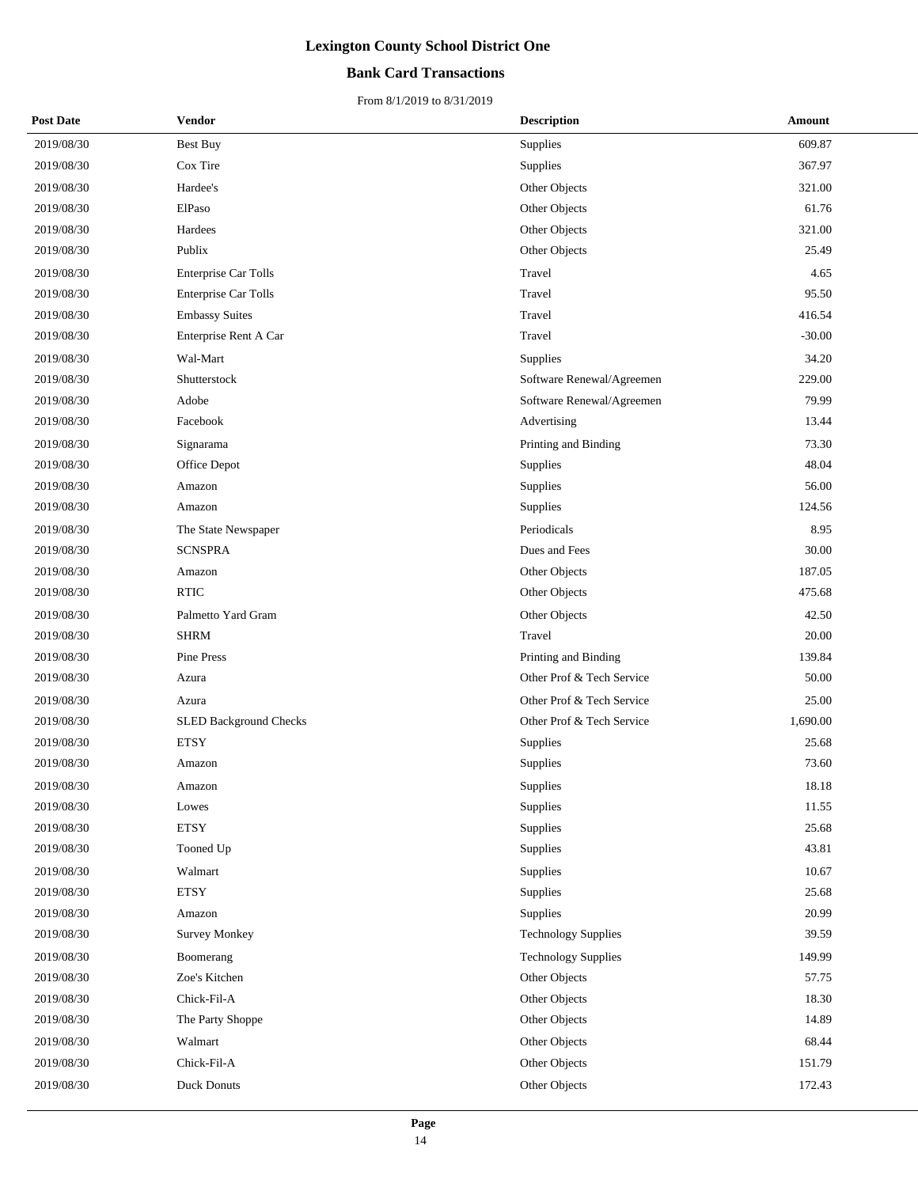# Lexington County School District One

## Bank Card Transactions

From 8/1/2019 to 8/31/2019

| Post Date | Vendor | Description | Amount |
|---|---|---|---|
| 2019/08/30 | Best Buy | Supplies | 609.87 |
| 2019/08/30 | Cox Tire | Supplies | 367.97 |
| 2019/08/30 | Hardee's | Other Objects | 321.00 |
| 2019/08/30 | ElPaso | Other Objects | 61.76 |
| 2019/08/30 | Hardees | Other Objects | 321.00 |
| 2019/08/30 | Publix | Other Objects | 25.49 |
| 2019/08/30 | Enterprise Car Tolls | Travel | 4.65 |
| 2019/08/30 | Enterprise Car Tolls | Travel | 95.50 |
| 2019/08/30 | Embassy Suites | Travel | 416.54 |
| 2019/08/30 | Enterprise Rent A Car | Travel | -30.00 |
| 2019/08/30 | Wal-Mart | Supplies | 34.20 |
| 2019/08/30 | Shutterstock | Software Renewal/Agreemen | 229.00 |
| 2019/08/30 | Adobe | Software Renewal/Agreemen | 79.99 |
| 2019/08/30 | Facebook | Advertising | 13.44 |
| 2019/08/30 | Signarama | Printing and Binding | 73.30 |
| 2019/08/30 | Office Depot | Supplies | 48.04 |
| 2019/08/30 | Amazon | Supplies | 56.00 |
| 2019/08/30 | Amazon | Supplies | 124.56 |
| 2019/08/30 | The State Newspaper | Periodicals | 8.95 |
| 2019/08/30 | SCNSPRA | Dues and Fees | 30.00 |
| 2019/08/30 | Amazon | Other Objects | 187.05 |
| 2019/08/30 | RTIC | Other Objects | 475.68 |
| 2019/08/30 | Palmetto Yard Gram | Other Objects | 42.50 |
| 2019/08/30 | SHRM | Travel | 20.00 |
| 2019/08/30 | Pine Press | Printing and Binding | 139.84 |
| 2019/08/30 | Azura | Other Prof & Tech Service | 50.00 |
| 2019/08/30 | Azura | Other Prof & Tech Service | 25.00 |
| 2019/08/30 | SLED Background Checks | Other Prof & Tech Service | 1,690.00 |
| 2019/08/30 | ETSY | Supplies | 25.68 |
| 2019/08/30 | Amazon | Supplies | 73.60 |
| 2019/08/30 | Amazon | Supplies | 18.18 |
| 2019/08/30 | Lowes | Supplies | 11.55 |
| 2019/08/30 | ETSY | Supplies | 25.68 |
| 2019/08/30 | Tooned Up | Supplies | 43.81 |
| 2019/08/30 | Walmart | Supplies | 10.67 |
| 2019/08/30 | ETSY | Supplies | 25.68 |
| 2019/08/30 | Amazon | Supplies | 20.99 |
| 2019/08/30 | Survey Monkey | Technology Supplies | 39.59 |
| 2019/08/30 | Boomerang | Technology Supplies | 149.99 |
| 2019/08/30 | Zoe's Kitchen | Other Objects | 57.75 |
| 2019/08/30 | Chick-Fil-A | Other Objects | 18.30 |
| 2019/08/30 | The Party Shoppe | Other Objects | 14.89 |
| 2019/08/30 | Walmart | Other Objects | 68.44 |
| 2019/08/30 | Chick-Fil-A | Other Objects | 151.79 |
| 2019/08/30 | Duck Donuts | Other Objects | 172.43 |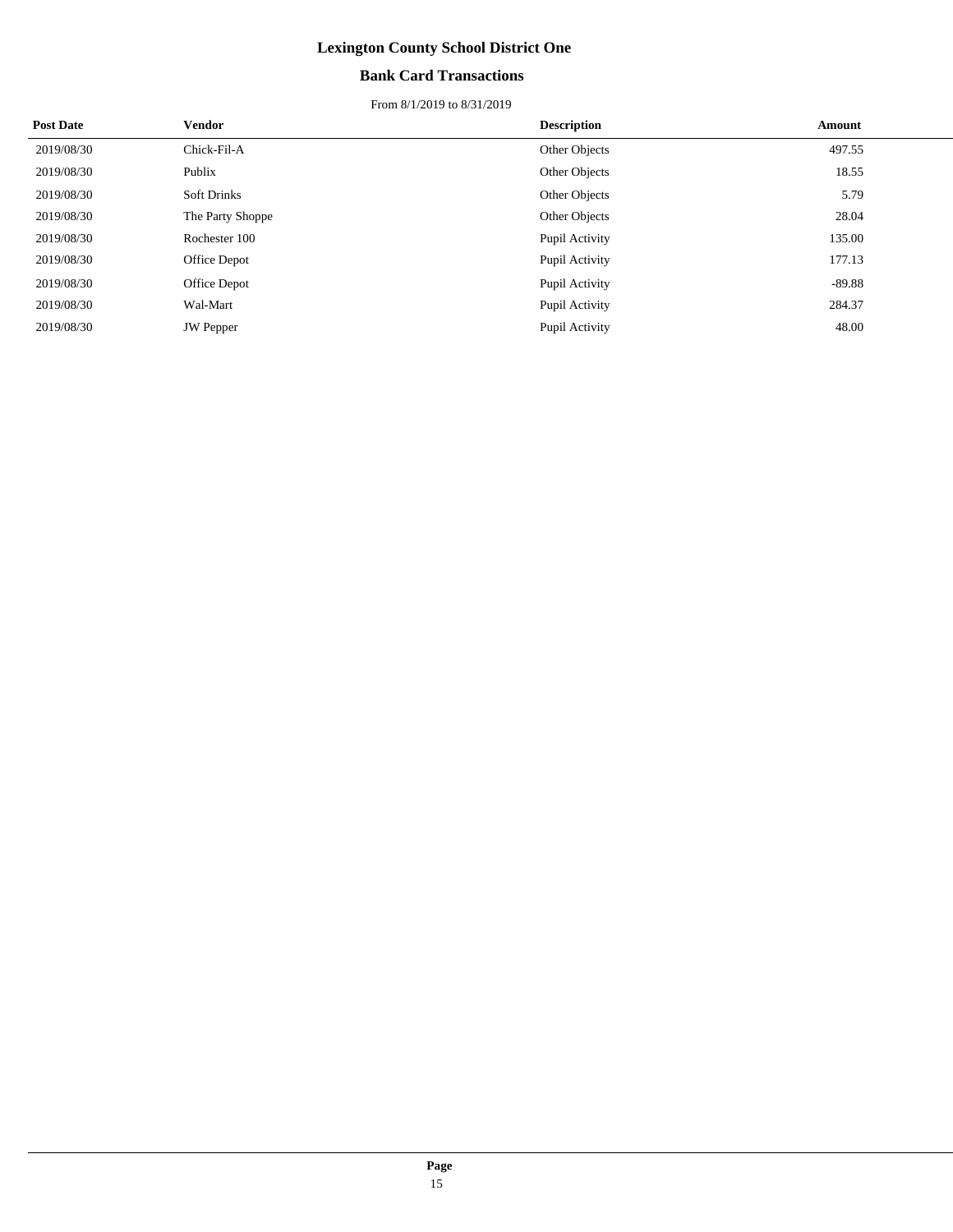# Lexington County School District One

## Bank Card Transactions

From 8/1/2019 to 8/31/2019

| Post Date | Vendor | Description | Amount |
|---|---|---|---|
| 2019/08/30 | Chick-Fil-A | Other Objects | 497.55 |
| 2019/08/30 | Publix | Other Objects | 18.55 |
| 2019/08/30 | Soft Drinks | Other Objects | 5.79 |
| 2019/08/30 | The Party Shoppe | Other Objects | 28.04 |
| 2019/08/30 | Rochester 100 | Pupil Activity | 135.00 |
| 2019/08/30 | Office Depot | Pupil Activity | 177.13 |
| 2019/08/30 | Office Depot | Pupil Activity | -89.88 |
| 2019/08/30 | Wal-Mart | Pupil Activity | 284.37 |
| 2019/08/30 | JW Pepper | Pupil Activity | 48.00 |